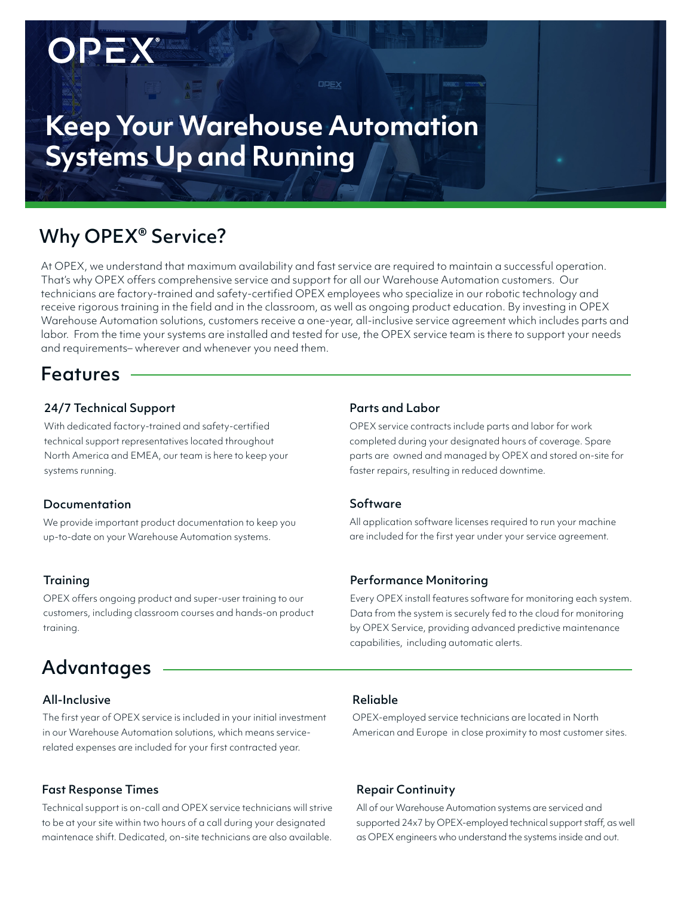OPEX®

# Keep Your Warehouse Automation Systems Up and Running

## Why OPEX® Service?

At OPEX, we understand that maximum availability and fast service are required to maintain a successful operation. That's why OPEX offers comprehensive service and support for all our Warehouse Automation customers. Our technicians are factory-trained and safety-certified OPEX employees who specialize in our robotic technology and receive rigorous training in the field and in the classroom, as well as ongoing product education. By investing in OPEX Warehouse Automation solutions, customers receive a one-year, all-inclusive service agreement which includes parts and labor. From the time your systems are installed and tested for use, the OPEX service team is there to support your needs and requirements– wherever and whenever you need them.

## Features

### 24/7 Technical Support

With dedicated factory-trained and safety-certified technical support representatives located throughout North America and EMEA, our team is here to keep your systems running.

### Documentation

We provide important product documentation to keep you up-to-date on your Warehouse Automation systems.

### Training

OPEX offers ongoing product and super-user training to our customers, including classroom courses and hands-on product training.

### Parts and Labor

OPEX service contracts include parts and labor for work completed during your designated hours of coverage. Spare parts are owned and managed by OPEX and stored on-site for faster repairs, resulting in reduced downtime.

### Software

All application software licenses required to run your machine are included for the first year under your service agreement.

### Performance Monitoring

Every OPEX install features software for monitoring each system. Data from the system is securely fed to the cloud for monitoring by OPEX Service, providing advanced predictive maintenance capabilities, including automatic alerts.

## Advantages

### All-Inclusive

The first year of OPEX service is included in your initial investment in our Warehouse Automation solutions, which means service-related expenses are included for your first contracted year.

### Fast Response Times

Technical support is on-call and OPEX service technicians will strive to be at your site within two hours of a call during your designated maintenace shift. Dedicated, on-site technicians are also available.

### Reliable

OPEX-employed service technicians are located in North American and Europe in close proximity to most customer sites.

### Repair Continuity

All of our Warehouse Automation systems are serviced and supported 24x7 by OPEX-employed technical support staff, as well as OPEX engineers who understand the systems inside and out.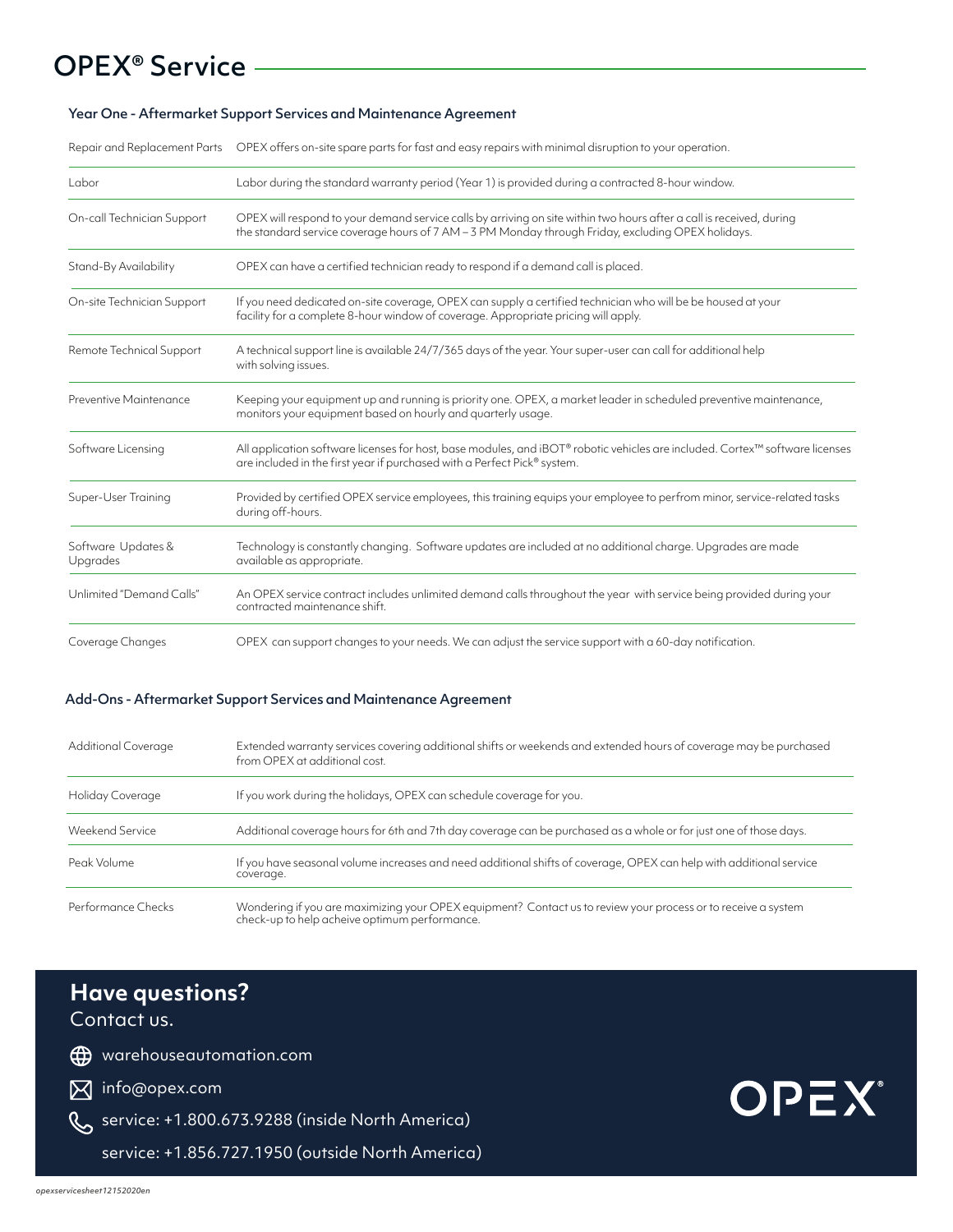# OPEX® Service

### Year One - Aftermarket Support Services and Maintenance Agreement

| | |
|---|---|
| Repair and Replacement Parts | OPEX offers on-site spare parts for fast and easy repairs with minimal disruption to your operation. |
| Labor | Labor during the standard warranty period (Year 1) is provided during a contracted 8-hour window. |
| On-call Technician Support | OPEX will respond to your demand service calls by arriving on site within two hours after a call is received, during the standard service coverage hours of 7 AM – 3 PM Monday through Friday, excluding OPEX holidays. |
| Stand-By Availability | OPEX can have a certified technician ready to respond if a demand call is placed. |
| On-site Technician Support | If you need dedicated on-site coverage, OPEX can supply a certified technician who will be be housed at your facility for a complete 8-hour window of coverage. Appropriate pricing will apply. |
| Remote Technical Support | A technical support line is available 24/7/365 days of the year. Your super-user can call for additional help with solving issues. |
| Preventive Maintenance | Keeping your equipment up and running is priority one. OPEX, a market leader in scheduled preventive maintenance, monitors your equipment based on hourly and quarterly usage. |
| Software Licensing | All application software licenses for host, base modules, and iBOT® robotic vehicles are included. Cortex™ software licenses are included in the first year if purchased with a Perfect Pick® system. |
| Super-User Training | Provided by certified OPEX service employees, this training equips your employee to perfrom minor, service-related tasks during off-hours. |
| Software Updates & Upgrades | Technology is constantly changing. Software updates are included at no additional charge. Upgrades are made available as appropriate. |
| Unlimited "Demand Calls" | An OPEX service contract includes unlimited demand calls throughout the year with service being provided during your contracted maintenance shift. |
| Coverage Changes | OPEX can support changes to your needs. We can adjust the service support with a 60-day notification. |

### Add-Ons - Aftermarket Support Services and Maintenance Agreement

| | |
|---|---|
| Additional Coverage | Extended warranty services covering additional shifts or weekends and extended hours of coverage may be purchased from OPEX at additional cost. |
| Holiday Coverage | If you work during the holidays, OPEX can schedule coverage for you. |
| Weekend Service | Additional coverage hours for 6th and 7th day coverage can be purchased as a whole or for just one of those days. |
| Peak Volume | If you have seasonal volume increases and need additional shifts of coverage, OPEX can help with additional service coverage. |
| Performance Checks | Wondering if you are maximizing your OPEX equipment? Contact us to review your process or to receive a system check-up to help acheive optimum performance. |

## Have questions?

Contact us.

warehouseautomation.com

info@opex.com

service: +1.800.673.9288 (inside North America)

service: +1.856.727.1950 (outside North America)

OPEX®

*opexservicesheet12152020en*